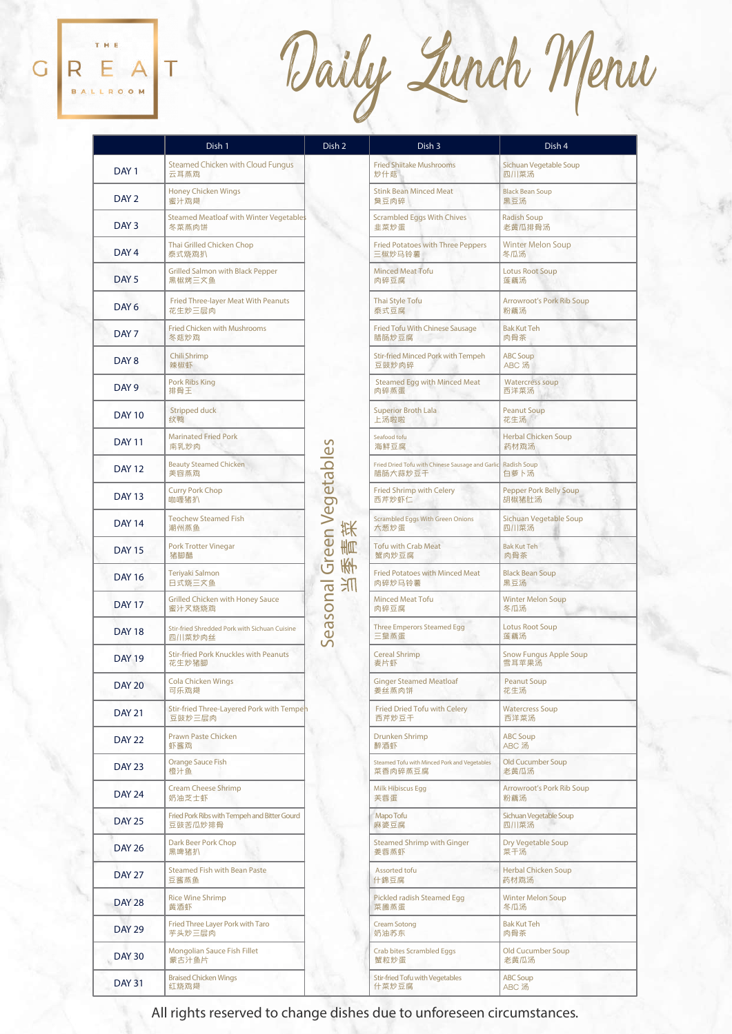THE GREAT BALLROOM

# Daily Lunch Menu

| | Dish 1 | Dish 2 | Dish 3 | Dish 4 |
|---|---|---|---|---|
| DAY 1 | Steamed Chicken with Cloud Fungus 云耳蒸鸡 | Seasonal Green Vegetables 当季青菜 | Fried Shiitake Mushrooms 炒什菇 | Sichuan Vegetable Soup 四川菜汤 |
| DAY 2 | Honey Chicken Wings 蜜汁鸡翅 | | Stink Bean Minced Meat 臭豆肉碎 | Black Bean Soup 黑豆汤 |
| DAY 3 | Steamed Meatloaf with Winter Vegetables 冬菜蒸肉饼 | | Scrambled Eggs With Chives 韭菜炒蛋 | Radish Soup 老黄瓜排骨汤 |
| DAY 4 | Thai Grilled Chicken Chop 泰式烧鸡扒 | | Fried Potatoes with Three Peppers 三椒炒马铃薯 | Winter Melon Soup 冬瓜汤 |
| DAY 5 | Grilled Salmon with Black Pepper 黑椒烤三文鱼 | | Minced Meat Tofu 肉碎豆腐 | Lotus Root Soup 莲藕汤 |
| DAY 6 | Fried Three-layer Meat With Peanuts 花生炒三层肉 | | Thai Style Tofu 泰式豆腐 | Arrowroot's Pork Rib Soup 粉葛汤 |
| DAY 7 | Fried Chicken with Mushrooms 冬菇炒鸡 | | Fried Tofu With Chinese Sausage 腊肠炒豆腐 | Bak Kut Teh 肉骨茶 |
| DAY 8 | Chili Shrimp 辣椒虾 | | Stir-fried Minced Pork with Tempeh 豆豉炒肉碎 | ABC Soup ABC 汤 |
| DAY 9 | Pork Ribs King 排骨王 | | Steamed Egg with Minced Meat 肉碎蒸蛋 | Watercress soup 西洋菜汤 |
| DAY 10 | Stripped duck 纹鸭 | | Superior Broth Lala 上汤啦啦 | Peanut Soup 花生汤 |
| DAY 11 | Marinated Fried Pork 南乳炒肉 | | Seafood tofu 海鲜豆腐 | Herbal Chicken Soup 药材鸡汤 |
| DAY 12 | Beauty Steamed Chicken 美容蒸鸡 | | Fried Dried Tofu with Chinese Sausage and Garlic 腊肠大蒜炒豆干 | Radish Soup 白萝卜汤 |
| DAY 13 | Curry Pork Chop 咖喱猪扒 | | Fried Shrimp with Celery 西芹炒虾仁 | Pepper Pork Belly Soup 胡椒猪肚汤 |
| DAY 14 | Teochew Steamed Fish 潮州蒸鱼 | | Scrambled Eggs With Green Onions 大葱炒蛋 | Sichuan Vegetable Soup 四川菜汤 |
| DAY 15 | Pork Trotter Vinegar 猪脚醋 | | Tofu with Crab Meat 蟹肉炒豆腐 | Bak Kut Teh 肉骨茶 |
| DAY 16 | Teriyaki Salmon 日式烧三文鱼 | | Fried Potatoes with Minced Meat 肉碎炒马铃薯 | Black Bean Soup 黑豆汤 |
| DAY 17 | Grilled Chicken with Honey Sauce 蜜汁叉烧烧鸡 | | Minced Meat Tofu 肉碎豆腐 | Winter Melon Soup 冬瓜汤 |
| DAY 18 | Stir-fried Shredded Pork with Sichuan Cuisine 四川菜炒肉丝 | | Three Emperors Steamed Egg 三皇蒸蛋 | Lotus Root Soup 莲藕汤 |
| DAY 19 | Stir-fried Pork Knuckles with Peanuts 花生炒猪脚 | | Cereal Shrimp 麦片虾 | Snow Fungus Apple Soup 雪耳苹果汤 |
| DAY 20 | Cola Chicken Wings 可乐鸡翅 | | Ginger Steamed Meatloaf 姜丝蒸肉饼 | Peanut Soup 花生汤 |
| DAY 21 | Stir-fried Three-Layered Pork with Tempeh 豆豉炒三层肉 | | Fried Dried Tofu with Celery 西芹炒豆干 | Watercress Soup 西洋菜汤 |
| DAY 22 | Prawn Paste Chicken 虾酱鸡 | | Drunken Shrimp 醉酒虾 | ABC Soup ABC 汤 |
| DAY 23 | Orange Sauce Fish 橙汁鱼 | | Steamed Tofu with Minced Pork and Vegetables 菜香肉碎蒸豆腐 | Old Cucumber Soup 老黄瓜汤 |
| DAY 24 | Cream Cheese Shrimp 奶油芝士虾 | | Milk Hibiscus Egg 芙蓉蛋 | Arrowroot's Pork Rib Soup 粉葛汤 |
| DAY 25 | Fried Pork Ribs with Tempeh and Bitter Gourd 豆豉苦瓜炒排骨 | | Mapo Tofu 麻婆豆腐 | Sichuan Vegetable Soup 四川菜汤 |
| DAY 26 | Dark Beer Pork Chop 黑啤猪扒 | | Steamed Shrimp with Ginger 姜蓉蒸虾 | Dry Vegetable Soup 菜干汤 |
| DAY 27 | Steamed Fish with Bean Paste 豆酱蒸鱼 | | Assorted tofu 什锦豆腐 | Herbal Chicken Soup 药材鸡汤 |
| DAY 28 | Rice Wine Shrimp 黄酒虾 | | Pickled radish Steamed Egg 菜圃蒸蛋 | Winter Melon Soup 冬瓜汤 |
| DAY 29 | Fried Three Layer Pork with Taro 芋头炒三层肉 | | Cream Sotong 奶油苏东 | Bak Kut Teh 肉骨茶 |
| DAY 30 | Mongolian Sauce Fish Fillet 蒙古汁鱼片 | | Crab bites Scrambled Eggs 蟹粒炒蛋 | Old Cucumber Soup 老黄瓜汤 |
| DAY 31 | Braised Chicken Wings 红烧鸡翅 | | Stir-fried Tofu with Vegetables 什菜炒豆腐 | ABC Soup ABC 汤 |

All rights reserved to change dishes due to unforeseen circumstances.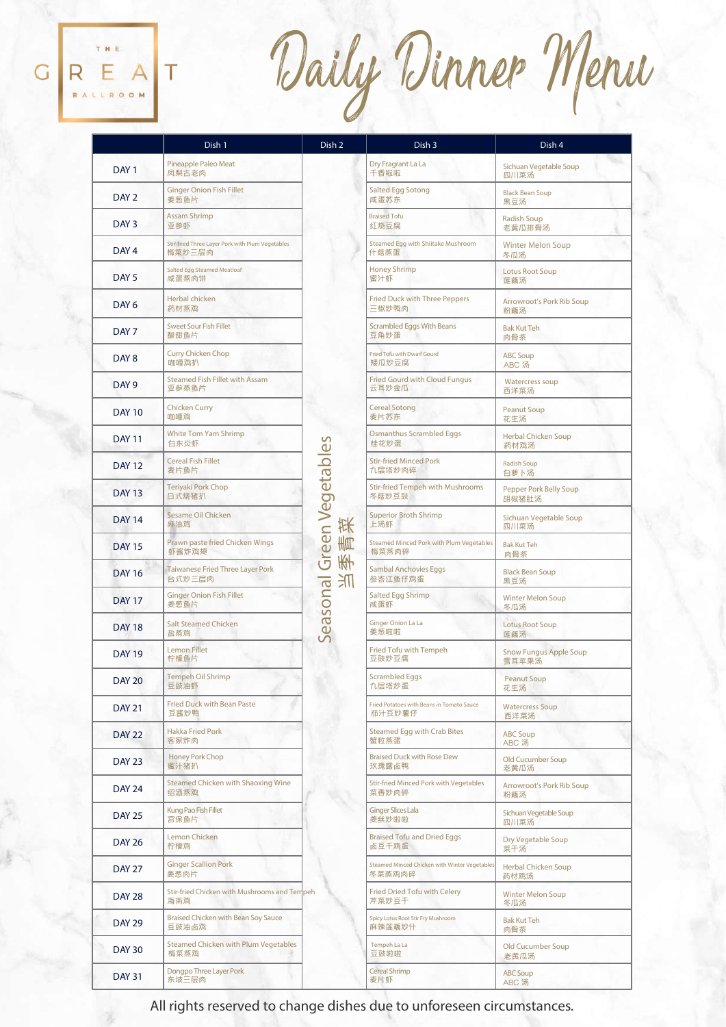THE GREAT BALLROOM

# Daily Dinner Menu

| | Dish 1 | Dish 2 | Dish 3 | Dish 4 |
|---|---|---|---|---|
| DAY 1 | Pineapple Paleo Meat 凤梨古老肉 | Seasonal Green Vegetables 当季青菜 | Dry Fragrant La La 干香啦啦 | Sichuan Vegetable Soup 四川菜汤 |
| DAY 2 | Ginger Onion Fish Fillet 姜葱鱼片 | | Salted Egg Sotong 咸蛋苏东 | Black Bean Soup 黑豆汤 |
| DAY 3 | Assam Shrimp 亚参虾 | | Braised Tofu 红烧豆腐 | Radish Soup 老黄瓜排骨汤 |
| DAY 4 | Stir-fried Three Layer Pork with Plum Vegetables 梅菜炒三层肉 | | Steamed Egg with Shiitake Mushroom 什菇蒸蛋 | Winter Melon Soup 冬瓜汤 |
| DAY 5 | Salted Egg Steamed Meatloaf 咸蛋蒸肉饼 | | Honey Shrimp 蜜汁虾 | Lotus Root Soup 莲藕汤 |
| DAY 6 | Herbal chicken 药材蒸鸡 | | Fried Duck with Three Peppers 三椒炒鸭肉 | Arrowroot's Pork Rib Soup 粉藕汤 |
| DAY 7 | Sweet Sour Fish Fillet 酸甜鱼片 | | Scrambled Eggs With Beans 豆角炒蛋 | Bak Kut Teh 肉骨茶 |
| DAY 8 | Curry Chicken Chop 咖喱鸡扒 | | Fried Tofu with Dwarf Gourd 矮瓜炒豆腐 | ABC Soup ABC 汤 |
| DAY 9 | Steamed Fish Fillet with Assam 亚参蒸鱼片 | | Fried Gourd with Cloud Fungus 云耳炒金瓜 | Watercress soup 西洋菜汤 |
| DAY 10 | Chicken Curry 咖喱鸡 | | Cereal Sotong 麦片苏东 | Peanut Soup 花生汤 |
| DAY 11 | White Tom Yam Shrimp 白东炎虾 | | Osmanthus Scrambled Eggs 桂花炒蛋 | Herbal Chicken Soup 药材鸡汤 |
| DAY 12 | Cereal Fish Fillet 麦片鱼片 | | Stir-fried Minced Pork 九层塔炒肉碎 | Radish Soup 白萝卜汤 |
| DAY 13 | Teriyaki Pork Chop 日式烧猪扒 | | Stir-fried Tempeh with Mushrooms 冬菇炒豆豉 | Pepper Pork Belly Soup 胡椒猪肚汤 |
| DAY 14 | Sesame Oil Chicken 麻油鸡 | | Superior Broth Shrimp 上汤虾 | Sichuan Vegetable Soup 四川菜汤 |
| DAY 15 | Prawn paste fried Chicken Wings 虾酱炸鸡翅 | | Steamed Minced Pork with Plum Vegetables 梅菜蒸肉碎 | Bak Kut Teh 肉骨茶 |
| DAY 16 | Taiwanese Fried Three Layer Pork 台式炒三层肉 | | Sambal Anchovies Eggs 叁峇江鱼仔鸡蛋 | Black Bean Soup 黑豆汤 |
| DAY 17 | Ginger Onion Fish Fillet 姜葱鱼片 | | Salted Egg Shrimp 咸蛋虾 | Winter Melon Soup 冬瓜汤 |
| DAY 18 | Salt Steamed Chicken 盐蒸鸡 | | Ginger Onion La La 姜葱啦啦 | Lotus Root Soup 莲藕汤 |
| DAY 19 | Lemon Fillet 柠檬鱼片 | | Fried Tofu with Tempeh 豆豉炒豆腐 | Snow Fungus Apple Soup 雪耳苹果汤 |
| DAY 20 | Tempeh Oil Shrimp 豆豉油虾 | | Scrambled Eggs 九层塔炒蛋 | Peanut Soup 花生汤 |
| DAY 21 | Fried Duck with Bean Paste 豆酱炒鸭 | | Fried Potatoes with Beans in Tomato Sauce 茄汁豆炒薯仔 | Watercress Soup 西洋菜汤 |
| DAY 22 | Hakka Fried Pork 客家炸肉 | | Steamed Egg with Crab Bites 蟹粒蒸蛋 | ABC Soup ABC 汤 |
| DAY 23 | Honey Pork Chop 蜜汁猪扒 | | Braised Duck with Rose Dew 玫瑰露卤鸭 | Old Cucumber Soup 老黄瓜汤 |
| DAY 24 | Steamed Chicken with Shaoxing Wine 绍酒蒸鸡 | | Stir-fried Minced Pork with Vegetables 菜香炒肉碎 | Arrowroot's Pork Rib Soup 粉藕汤 |
| DAY 25 | Kung Pao Fish Fillet 宫保鱼片 | | Ginger Slices Lala 姜丝炒啦啦 | Sichuan Vegetable Soup 四川菜汤 |
| DAY 26 | Lemon Chicken 柠檬鸡 | | Braised Tofu and Dried Eggs 卤豆干鸡蛋 | Dry Vegetable Soup 菜干汤 |
| DAY 27 | Ginger Scallion Pork 姜葱肉片 | | Steamed Minced Chicken with Winter Vegetables 冬菜蒸鸡肉碎 | Herbal Chicken Soup 药材鸡汤 |
| DAY 28 | Stir-fried Chicken with Mushrooms and Tempeh 海南鸡 | | Fried Dried Tofu with Celery 芹菜炒豆干 | Winter Melon Soup 冬瓜汤 |
| DAY 29 | Braised Chicken with Bean Soy Sauce 豆豉油卤鸡 | | Spicy Lotus Root Stir Fry Mushroom 麻辣莲藕炒什 | Bak Kut Teh 肉骨茶 |
| DAY 30 | Steamed Chicken with Plum Vegetables 梅菜蒸鸡 | | Tempeh La La 豆豉啦啦 | Old Cucumber Soup 老黄瓜汤 |
| DAY 31 | Dongpo Three Layer Pork 东坡三层肉 | | Cereal Shrimp 麦片虾 | ABC Soup ABC 汤 |

All rights reserved to change dishes due to unforeseen circumstances.